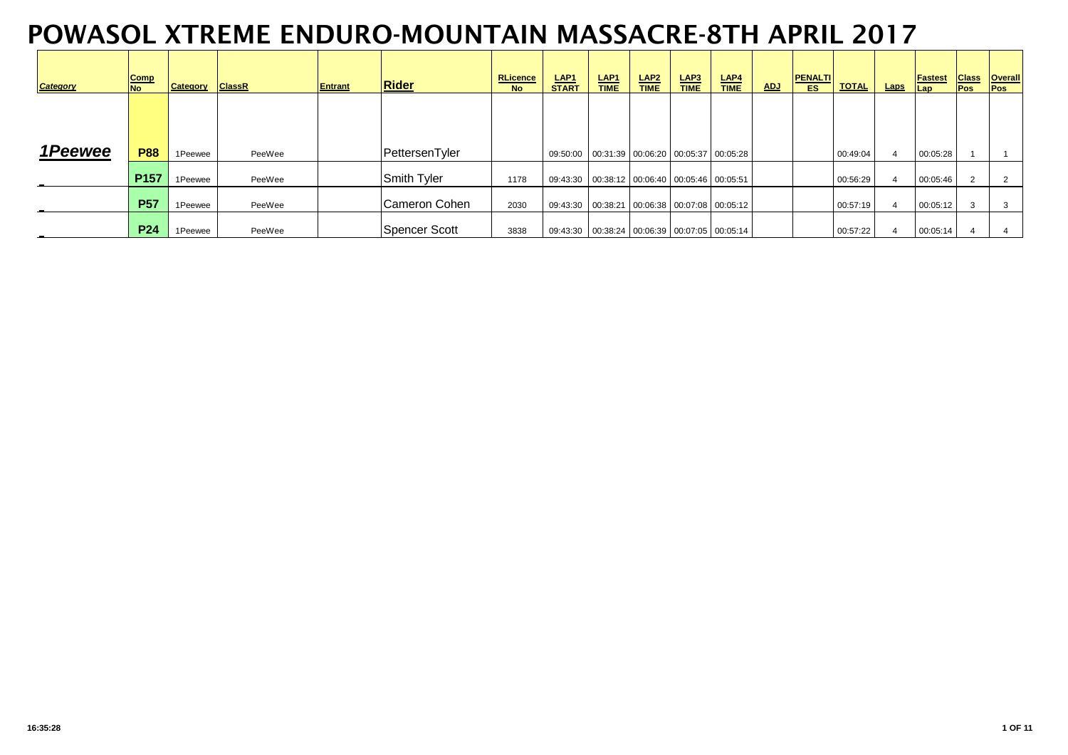# POWASOL XTREME ENDURO-MOUNTAIN MASSACRE-8TH APRIL 2017

| Category | Comp No | Category | ClassR | Entrant | Rider | RLicence No | LAP1 START | LAP1 TIME | LAP2 TIME | LAP3 TIME | LAP4 TIME | ADJ | PENALTIES | TOTAL | Laps | Fastest Lap | Class Pos | Overall Pos |
|---|---|---|---|---|---|---|---|---|---|---|---|---|---|---|---|---|---|---|
| ***1Peewee*** | **P88** | 1Peewee | PeeWee | | PettersenTyler | | 09:50:00 | 00:31:39 | 00:06:20 | 00:05:37 | 00:05:28 | | | 00:49:04 | 4 | 00:05:28 | 1 | 1 |
| _ | **P157** | 1Peewee | PeeWee | | Smith Tyler | 1178 | 09:43:30 | 00:38:12 | 00:06:40 | 00:05:46 | 00:05:51 | | | 00:56:29 | 4 | 00:05:46 | 2 | 2 |
| _ | **P57** | 1Peewee | PeeWee | | Cameron Cohen | 2030 | 09:43:30 | 00:38:21 | 00:06:38 | 00:07:08 | 00:05:12 | | | 00:57:19 | 4 | 00:05:12 | 3 | 3 |
| _ | **P24** | 1Peewee | PeeWee | | Spencer Scott | 3838 | 09:43:30 | 00:38:24 | 00:06:39 | 00:07:05 | 00:05:14 | | | 00:57:22 | 4 | 00:05:14 | 4 | 4 |

16:35:28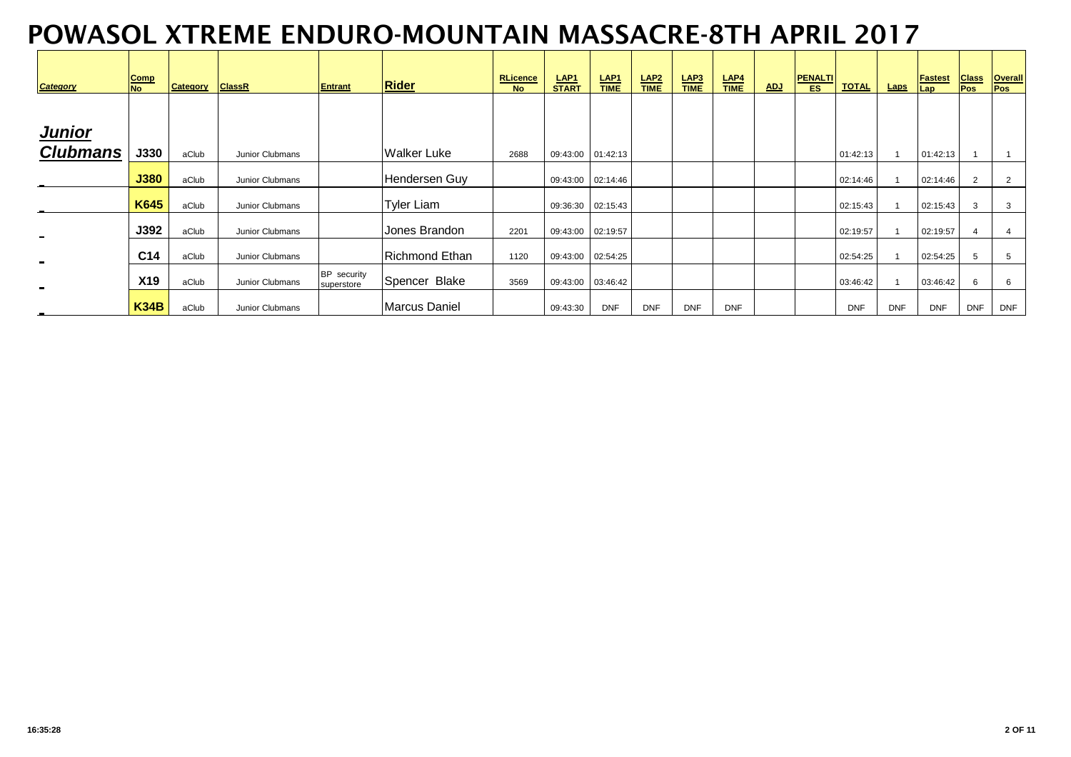# POWASOL XTREME ENDURO-MOUNTAIN MASSACRE-8TH APRIL 2017

| Category | Comp No | Category | ClassR | Entrant | Rider | RLicence No | LAP1 START | LAP1 TIME | LAP2 TIME | LAP3 TIME | LAP4 TIME | ADJ | PENALTIES | TOTAL | Laps | Fastest Lap | Class Pos | Overall Pos |
|---|---|---|---|---|---|---|---|---|---|---|---|---|---|---|---|---|---|---|
| ***Junior Clubmans*** | J330 | aClub | Junior Clubmans | | Walker Luke | 2688 | 09:43:00 | 01:42:13 | | | | | | 01:42:13 | 1 | 01:42:13 | 1 | 1 |
| | J380 | aClub | Junior Clubmans | | Hendersen Guy | | 09:43:00 | 02:14:46 | | | | | | 02:14:46 | 1 | 02:14:46 | 2 | 2 |
| | K645 | aClub | Junior Clubmans | | Tyler Liam | | 09:36:30 | 02:15:43 | | | | | | 02:15:43 | 1 | 02:15:43 | 3 | 3 |
| | J392 | aClub | Junior Clubmans | | Jones Brandon | 2201 | 09:43:00 | 02:19:57 | | | | | | 02:19:57 | 1 | 02:19:57 | 4 | 4 |
| | C14 | aClub | Junior Clubmans | | Richmond Ethan | 1120 | 09:43:00 | 02:54:25 | | | | | | 02:54:25 | 1 | 02:54:25 | 5 | 5 |
| | X19 | aClub | Junior Clubmans | BP security superstore | Spencer Blake | 3569 | 09:43:00 | 03:46:42 | | | | | | 03:46:42 | 1 | 03:46:42 | 6 | 6 |
| | K34B | aClub | Junior Clubmans | | Marcus Daniel | | 09:43:30 | DNF | DNF | DNF | DNF | | | DNF | DNF | DNF | DNF | DNF |

16:35:28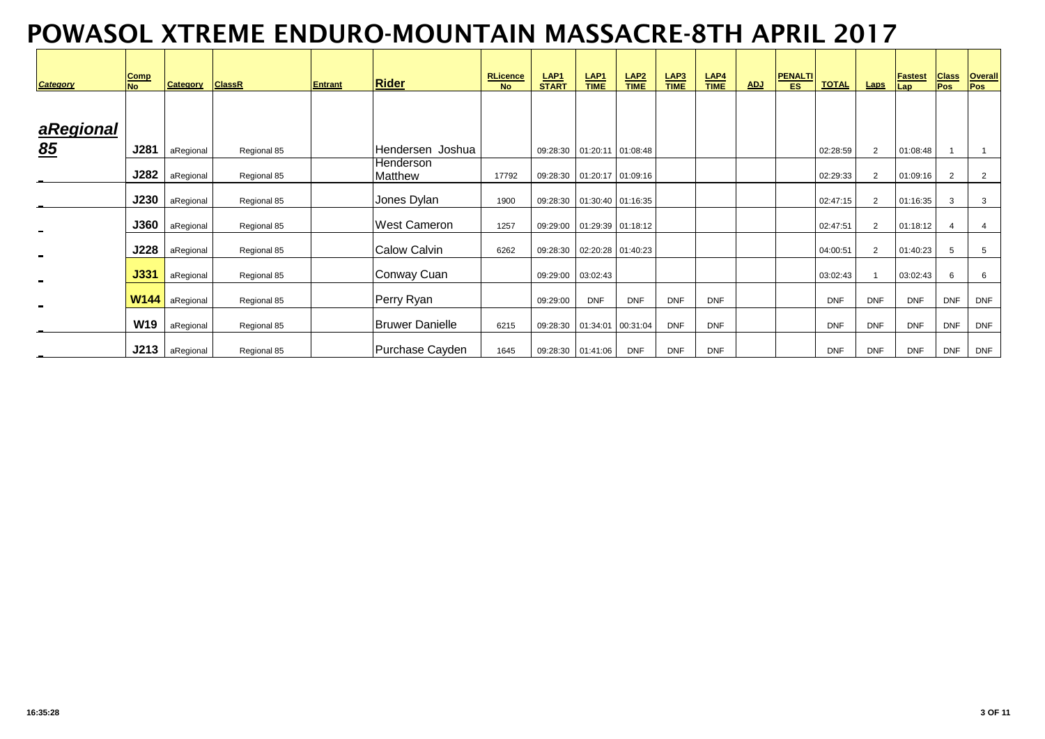# POWASOL XTREME ENDURO-MOUNTAIN MASSACRE-8TH APRIL 2017

| Category | Comp No | Category | ClassR | Entrant | Rider | RLicence No | LAP1 START | LAP1 TIME | LAP2 TIME | LAP3 TIME | LAP4 TIME | ADJ | PENALTIES | TOTAL | Laps | Fastest Lap | Class Pos | Overall Pos |
|---|---|---|---|---|---|---|---|---|---|---|---|---|---|---|---|---|---|---|
| aRegional 85 | J281 | aRegional | Regional 85 | | Hendersen Joshua | | 09:28:30 | 01:20:11 | 01:08:48 | | | | | 02:28:59 | 2 | 01:08:48 | 1 | 1 |
| | J282 | aRegional | Regional 85 | | Henderson Matthew | 17792 | 09:28:30 | 01:20:17 | 01:09:16 | | | | | 02:29:33 | 2 | 01:09:16 | 2 | 2 |
| | J230 | aRegional | Regional 85 | | Jones Dylan | 1900 | 09:28:30 | 01:30:40 | 01:16:35 | | | | | 02:47:15 | 2 | 01:16:35 | 3 | 3 |
| | J360 | aRegional | Regional 85 | | West Cameron | 1257 | 09:29:00 | 01:29:39 | 01:18:12 | | | | | 02:47:51 | 2 | 01:18:12 | 4 | 4 |
| | J228 | aRegional | Regional 85 | | Calow Calvin | 6262 | 09:28:30 | 02:20:28 | 01:40:23 | | | | | 04:00:51 | 2 | 01:40:23 | 5 | 5 |
| | J331 | aRegional | Regional 85 | | Conway Cuan | | 09:29:00 | 03:02:43 | | | | | | 03:02:43 | 1 | 03:02:43 | 6 | 6 |
| | W144 | aRegional | Regional 85 | | Perry Ryan | | 09:29:00 | DNF | DNF | DNF | DNF | | | DNF | DNF | DNF | DNF | DNF |
| | W19 | aRegional | Regional 85 | | Bruwer Danielle | 6215 | 09:28:30 | 01:34:01 | 00:31:04 | DNF | DNF | | | DNF | DNF | DNF | DNF | DNF |
| | J213 | aRegional | Regional 85 | | Purchase Cayden | 1645 | 09:28:30 | 01:41:06 | DNF | DNF | DNF | | | DNF | DNF | DNF | DNF | DNF |

16:35:28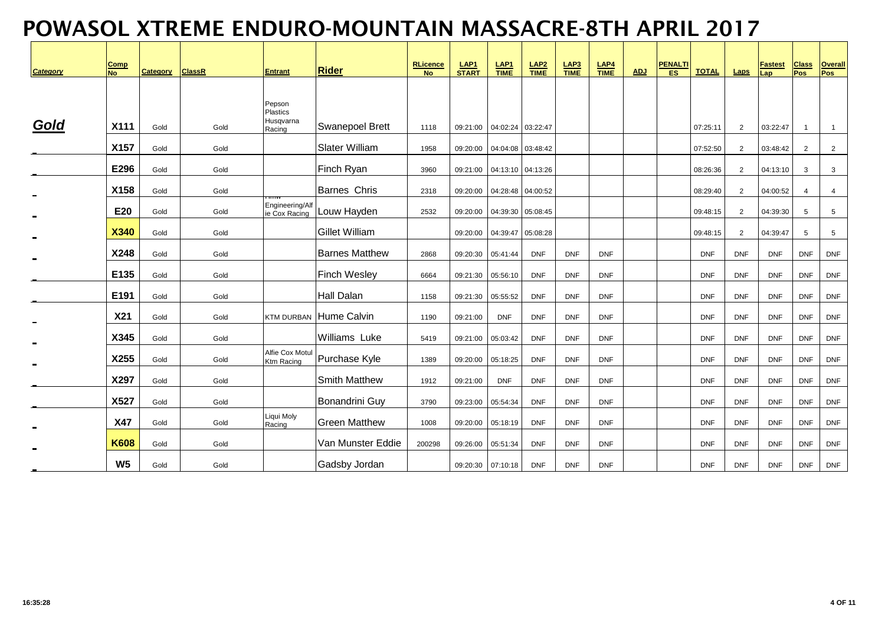# POWASOL XTREME ENDURO-MOUNTAIN MASSACRE-8TH APRIL 2017

| Category | Comp No | Category | ClassR | Entrant | Rider | RLicence No | LAP1 START | LAP1 TIME | LAP2 TIME | LAP3 TIME | LAP4 TIME | ADJ | PENALTIES | TOTAL | Laps | Fastest Lap | Class Pos | Overall Pos |
|---|---|---|---|---|---|---|---|---|---|---|---|---|---|---|---|---|---|---|
| **Gold** | X111 | Gold | Gold | Pepson Plastics Husqvarna Racing | Swanepoel Brett | 1118 | 09:21:00 | 04:02:24 | 03:22:47 | | | | | 07:25:11 | 2 | 03:22:47 | 1 | 1 |
| _ | X157 | Gold | Gold | | Slater William | 1958 | 09:20:00 | 04:04:08 | 03:48:42 | | | | | 07:52:50 | 2 | 03:48:42 | 2 | 2 |
| _ | E296 | Gold | Gold | | Finch Ryan | 3960 | 09:21:00 | 04:13:10 | 04:13:26 | | | | | 08:26:36 | 2 | 04:13:10 | 3 | 3 |
| _ | X158 | Gold | Gold | | Barnes Chris | 2318 | 09:20:00 | 04:28:48 | 04:00:52 | | | | | 08:29:40 | 2 | 04:00:52 | 4 | 4 |
| _ | E20 | Gold | Gold | HMW Engineering/Alfie Cox Racing | Louw Hayden | 2532 | 09:20:00 | 04:39:30 | 05:08:45 | | | | | 09:48:15 | 2 | 04:39:30 | 5 | 5 |
| _ | X340 | Gold | Gold | | Gillet William | | 09:20:00 | 04:39:47 | 05:08:28 | | | | | 09:48:15 | 2 | 04:39:47 | 5 | 5 |
| _ | X248 | Gold | Gold | | Barnes Matthew | 2868 | 09:20:30 | 05:41:44 | DNF | DNF | DNF | | | DNF | DNF | DNF | DNF | DNF |
| _ | E135 | Gold | Gold | | Finch Wesley | 6664 | 09:21:30 | 05:56:10 | DNF | DNF | DNF | | | DNF | DNF | DNF | DNF | DNF |
| _ | E191 | Gold | Gold | | Hall Dalan | 1158 | 09:21:30 | 05:55:52 | DNF | DNF | DNF | | | DNF | DNF | DNF | DNF | DNF |
| _ | X21 | Gold | Gold | KTM DURBAN | Hume Calvin | 1190 | 09:21:00 | DNF | DNF | DNF | DNF | | | DNF | DNF | DNF | DNF | DNF |
| _ | X345 | Gold | Gold | | Williams Luke | 5419 | 09:21:00 | 05:03:42 | DNF | DNF | DNF | | | DNF | DNF | DNF | DNF | DNF |
| _ | X255 | Gold | Gold | Alfie Cox Motul Ktm Racing | Purchase Kyle | 1389 | 09:20:00 | 05:18:25 | DNF | DNF | DNF | | | DNF | DNF | DNF | DNF | DNF |
| _ | X297 | Gold | Gold | | Smith Matthew | 1912 | 09:21:00 | DNF | DNF | DNF | DNF | | | DNF | DNF | DNF | DNF | DNF |
| _ | X527 | Gold | Gold | | Bonandrini Guy | 3790 | 09:23:00 | 05:54:34 | DNF | DNF | DNF | | | DNF | DNF | DNF | DNF | DNF |
| _ | X47 | Gold | Gold | Liqui Moly Racing | Green Matthew | 1008 | 09:20:00 | 05:18:19 | DNF | DNF | DNF | | | DNF | DNF | DNF | DNF | DNF |
| _ | K608 | Gold | Gold | | Van Munster Eddie | 200298 | 09:26:00 | 05:51:34 | DNF | DNF | DNF | | | DNF | DNF | DNF | DNF | DNF |
| _ | W5 | Gold | Gold | | Gadsby Jordan | | 09:20:30 | 07:10:18 | DNF | DNF | DNF | | | DNF | DNF | DNF | DNF | DNF |

16:35:28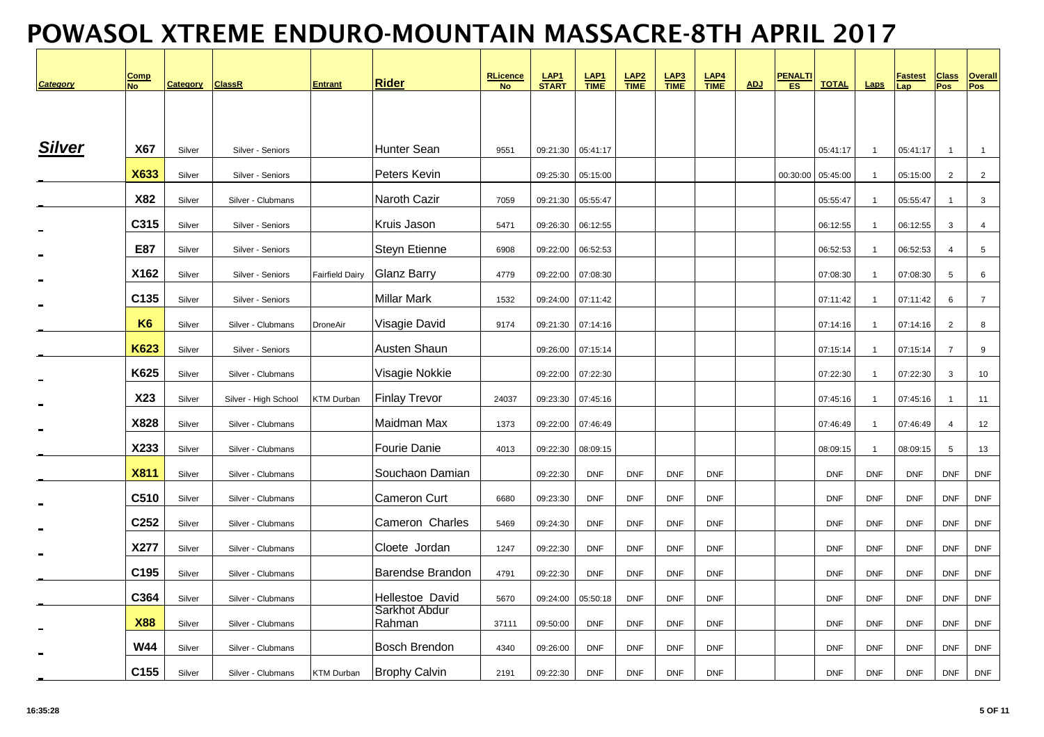# POWASOL XTREME ENDURO-MOUNTAIN MASSACRE-8TH APRIL 2017

| Category | Comp No | Category | ClassR | Entrant | Rider | RLicence No | LAP1 START | LAP1 TIME | LAP2 TIME | LAP3 TIME | LAP4 TIME | ADJ | PENALTIES | TOTAL | Laps | Fastest Lap | Class Pos | Overall Pos |
|---|---|---|---|---|---|---|---|---|---|---|---|---|---|---|---|---|---|---|
| ***Silver*** | X67 | Silver | Silver - Seniors | | Hunter Sean | 9551 | 09:21:30 | 05:41:17 | | | | | | 05:41:17 | 1 | 05:41:17 | 1 | 1 |
| | X633 | Silver | Silver - Seniors | | Peters Kevin | | 09:25:30 | 05:15:00 | | | | | 00:30:00 | 05:45:00 | 1 | 05:15:00 | 2 | 2 |
| | X82 | Silver | Silver - Clubmans | | Naroth Cazir | 7059 | 09:21:30 | 05:55:47 | | | | | | 05:55:47 | 1 | 05:55:47 | 1 | 3 |
| | C315 | Silver | Silver - Seniors | | Kruis Jason | 5471 | 09:26:30 | 06:12:55 | | | | | | 06:12:55 | 1 | 06:12:55 | 3 | 4 |
| | E87 | Silver | Silver - Seniors | | Steyn Etienne | 6908 | 09:22:00 | 06:52:53 | | | | | | 06:52:53 | 1 | 06:52:53 | 4 | 5 |
| | X162 | Silver | Silver - Seniors | Fairfield Dairy | Glanz Barry | 4779 | 09:22:00 | 07:08:30 | | | | | | 07:08:30 | 1 | 07:08:30 | 5 | 6 |
| | C135 | Silver | Silver - Seniors | | Millar Mark | 1532 | 09:24:00 | 07:11:42 | | | | | | 07:11:42 | 1 | 07:11:42 | 6 | 7 |
| | K6 | Silver | Silver - Clubmans | DroneAir | Visagie David | 9174 | 09:21:30 | 07:14:16 | | | | | | 07:14:16 | 1 | 07:14:16 | 2 | 8 |
| | K623 | Silver | Silver - Seniors | | Austen Shaun | | 09:26:00 | 07:15:14 | | | | | | 07:15:14 | 1 | 07:15:14 | 7 | 9 |
| | K625 | Silver | Silver - Clubmans | | Visagie Nokkie | | 09:22:00 | 07:22:30 | | | | | | 07:22:30 | 1 | 07:22:30 | 3 | 10 |
| | X23 | Silver | Silver - High School | KTM Durban | Finlay Trevor | 24037 | 09:23:30 | 07:45:16 | | | | | | 07:45:16 | 1 | 07:45:16 | 1 | 11 |
| | X828 | Silver | Silver - Clubmans | | Maidman Max | 1373 | 09:22:00 | 07:46:49 | | | | | | 07:46:49 | 1 | 07:46:49 | 4 | 12 |
| | X233 | Silver | Silver - Clubmans | | Fourie Danie | 4013 | 09:22:30 | 08:09:15 | | | | | | 08:09:15 | 1 | 08:09:15 | 5 | 13 |
| | X811 | Silver | Silver - Clubmans | | Souchaon Damian | | 09:22:30 | DNF | DNF | DNF | DNF | | | DNF | DNF | DNF | DNF | DNF |
| | C510 | Silver | Silver - Clubmans | | Cameron Curt | 6680 | 09:23:30 | DNF | DNF | DNF | DNF | | | DNF | DNF | DNF | DNF | DNF |
| | C252 | Silver | Silver - Clubmans | | Cameron Charles | 5469 | 09:24:30 | DNF | DNF | DNF | DNF | | | DNF | DNF | DNF | DNF | DNF |
| | X277 | Silver | Silver - Clubmans | | Cloete Jordan | 1247 | 09:22:30 | DNF | DNF | DNF | DNF | | | DNF | DNF | DNF | DNF | DNF |
| | C195 | Silver | Silver - Clubmans | | Barendse Brandon | 4791 | 09:22:30 | DNF | DNF | DNF | DNF | | | DNF | DNF | DNF | DNF | DNF |
| | C364 | Silver | Silver - Clubmans | | Hellestoe David | 5670 | 09:24:00 | 05:50:18 | DNF | DNF | DNF | | | DNF | DNF | DNF | DNF | DNF |
| | X88 | Silver | Silver - Clubmans | | Sarkhot Abdur Rahman | 37111 | 09:50:00 | DNF | DNF | DNF | DNF | | | DNF | DNF | DNF | DNF | DNF |
| | W44 | Silver | Silver - Clubmans | | Bosch Brendon | 4340 | 09:26:00 | DNF | DNF | DNF | DNF | | | DNF | DNF | DNF | DNF | DNF |
| | C155 | Silver | Silver - Clubmans | KTM Durban | Brophy Calvin | 2191 | 09:22:30 | DNF | DNF | DNF | DNF | | | DNF | DNF | DNF | DNF | DNF |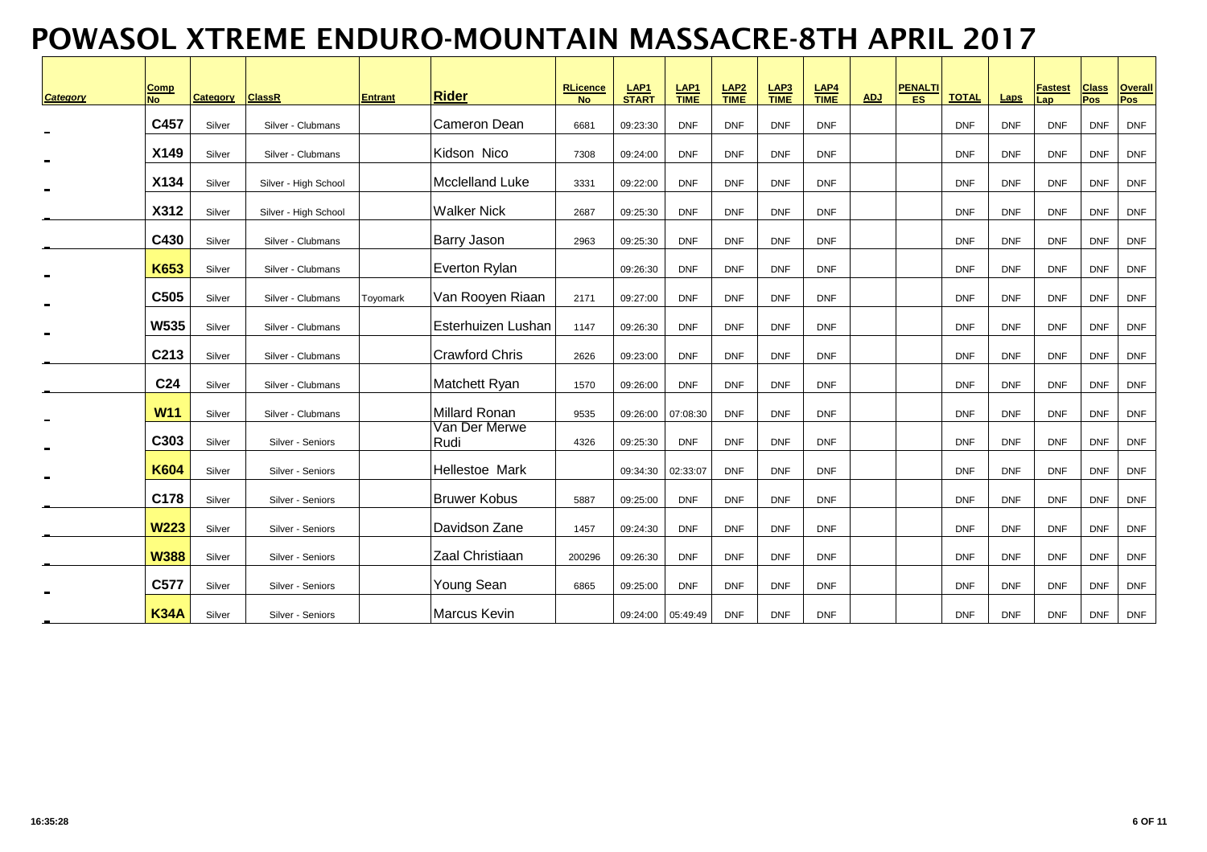# POWASOL XTREME ENDURO-MOUNTAIN MASSACRE-8TH APRIL 2017

| Category | Comp No | Category | ClassR | Entrant | Rider | RLicence No | LAP1 START | LAP1 TIME | LAP2 TIME | LAP3 TIME | LAP4 TIME | ADJ | PENALTIES | TOTAL | Laps | Fastest Lap | Class Pos | Overall Pos |
|---|---|---|---|---|---|---|---|---|---|---|---|---|---|---|---|---|---|---|
| _ | C457 | Silver | Silver - Clubmans | | Cameron Dean | 6681 | 09:23:30 | DNF | DNF | DNF | DNF | | | DNF | DNF | DNF | DNF | DNF |
| _ | X149 | Silver | Silver - Clubmans | | Kidson Nico | 7308 | 09:24:00 | DNF | DNF | DNF | DNF | | | DNF | DNF | DNF | DNF | DNF |
| _ | X134 | Silver | Silver - High School | | Mcclelland Luke | 3331 | 09:22:00 | DNF | DNF | DNF | DNF | | | DNF | DNF | DNF | DNF | DNF |
| _ | X312 | Silver | Silver - High School | | Walker Nick | 2687 | 09:25:30 | DNF | DNF | DNF | DNF | | | DNF | DNF | DNF | DNF | DNF |
| _ | C430 | Silver | Silver - Clubmans | | Barry Jason | 2963 | 09:25:30 | DNF | DNF | DNF | DNF | | | DNF | DNF | DNF | DNF | DNF |
| _ | K653 | Silver | Silver - Clubmans | | Everton Rylan | | 09:26:30 | DNF | DNF | DNF | DNF | | | DNF | DNF | DNF | DNF | DNF |
| _ | C505 | Silver | Silver - Clubmans | Toyomark | Van Rooyen Riaan | 2171 | 09:27:00 | DNF | DNF | DNF | DNF | | | DNF | DNF | DNF | DNF | DNF |
| _ | W535 | Silver | Silver - Clubmans | | Esterhuizen Lushan | 1147 | 09:26:30 | DNF | DNF | DNF | DNF | | | DNF | DNF | DNF | DNF | DNF |
| _ | C213 | Silver | Silver - Clubmans | | Crawford Chris | 2626 | 09:23:00 | DNF | DNF | DNF | DNF | | | DNF | DNF | DNF | DNF | DNF |
| _ | C24 | Silver | Silver - Clubmans | | Matchett Ryan | 1570 | 09:26:00 | DNF | DNF | DNF | DNF | | | DNF | DNF | DNF | DNF | DNF |
| _ | W11 | Silver | Silver - Clubmans | | Millard Ronan | 9535 | 09:26:00 | 07:08:30 | DNF | DNF | DNF | | | DNF | DNF | DNF | DNF | DNF |
| _ | C303 | Silver | Silver - Seniors | | Van Der Merwe Rudi | 4326 | 09:25:30 | DNF | DNF | DNF | DNF | | | DNF | DNF | DNF | DNF | DNF |
| _ | K604 | Silver | Silver - Seniors | | Hellestoe Mark | | 09:34:30 | 02:33:07 | DNF | DNF | DNF | | | DNF | DNF | DNF | DNF | DNF |
| _ | C178 | Silver | Silver - Seniors | | Bruwer Kobus | 5887 | 09:25:00 | DNF | DNF | DNF | DNF | | | DNF | DNF | DNF | DNF | DNF |
| _ | W223 | Silver | Silver - Seniors | | Davidson Zane | 1457 | 09:24:30 | DNF | DNF | DNF | DNF | | | DNF | DNF | DNF | DNF | DNF |
| _ | W388 | Silver | Silver - Seniors | | Zaal Christiaan | 200296 | 09:26:30 | DNF | DNF | DNF | DNF | | | DNF | DNF | DNF | DNF | DNF |
| _ | C577 | Silver | Silver - Seniors | | Young Sean | 6865 | 09:25:00 | DNF | DNF | DNF | DNF | | | DNF | DNF | DNF | DNF | DNF |
| _ | K34A | Silver | Silver - Seniors | | Marcus Kevin | | 09:24:00 | 05:49:49 | DNF | DNF | DNF | | | DNF | DNF | DNF | DNF | DNF |

16:35:28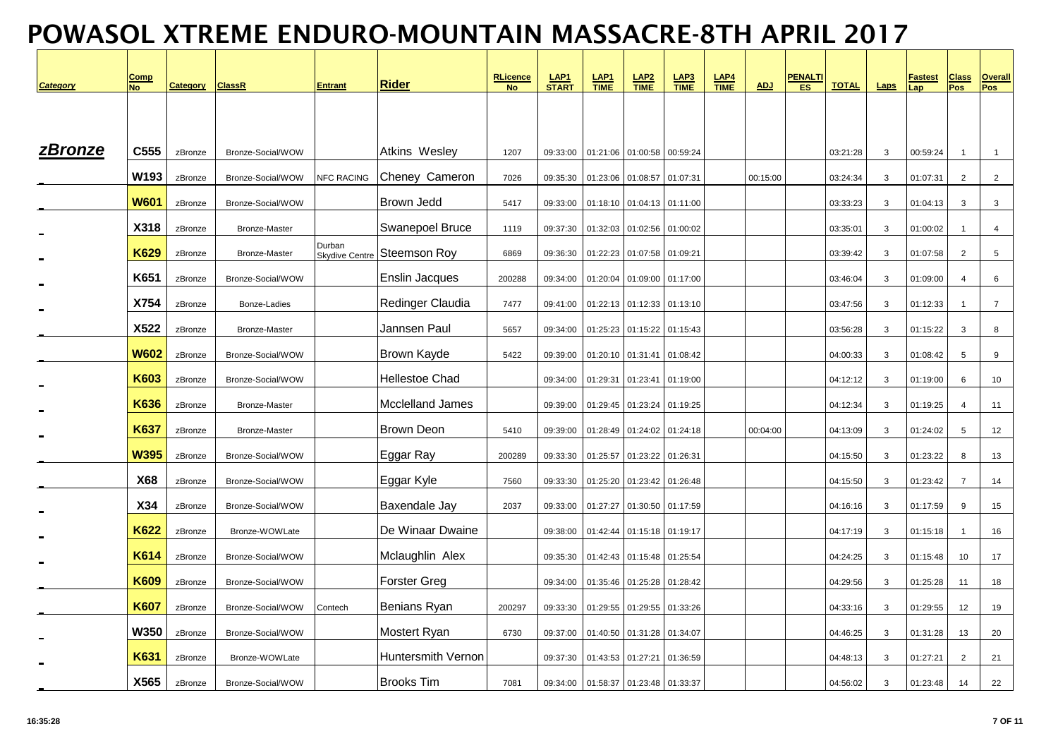# POWASOL XTREME ENDURO-MOUNTAIN MASSACRE-8TH APRIL 2017

| Category | Comp No | Category | ClassR | Entrant | Rider | RLicence No | LAP1 START | LAP1 TIME | LAP2 TIME | LAP3 TIME | LAP4 TIME | ADJ | PENALTIES | TOTAL | Laps | Fastest Lap | Class Pos | Overall Pos |
|---|---|---|---|---|---|---|---|---|---|---|---|---|---|---|---|---|---|---|
| **zBronze** | C555 | zBronze | Bronze-Social/WOW | | Atkins Wesley | 1207 | 09:33:00 | 01:21:06 | 01:00:58 | 00:59:24 | | | | 03:21:28 | 3 | 00:59:24 | 1 | 1 |
| _ | W193 | zBronze | Bronze-Social/WOW | NFC RACING | Cheney Cameron | 7026 | 09:35:30 | 01:23:06 | 01:08:57 | 01:07:31 | | 00:15:00 | | 03:24:34 | 3 | 01:07:31 | 2 | 2 |
| _ | W601 | zBronze | Bronze-Social/WOW | | Brown Jedd | 5417 | 09:33:00 | 01:18:10 | 01:04:13 | 01:11:00 | | | | 03:33:23 | 3 | 01:04:13 | 3 | 3 |
| _ | X318 | zBronze | Bronze-Master | | Swanepoel Bruce | 1119 | 09:37:30 | 01:32:03 | 01:02:56 | 01:00:02 | | | | 03:35:01 | 3 | 01:00:02 | 1 | 4 |
| _ | K629 | zBronze | Bronze-Master | Durban Skydive Centre | Steemson Roy | 6869 | 09:36:30 | 01:22:23 | 01:07:58 | 01:09:21 | | | | 03:39:42 | 3 | 01:07:58 | 2 | 5 |
| _ | K651 | zBronze | Bronze-Social/WOW | | Enslin Jacques | 200288 | 09:34:00 | 01:20:04 | 01:09:00 | 01:17:00 | | | | 03:46:04 | 3 | 01:09:00 | 4 | 6 |
| _ | X754 | zBronze | Bonze-Ladies | | Redinger Claudia | 7477 | 09:41:00 | 01:22:13 | 01:12:33 | 01:13:10 | | | | 03:47:56 | 3 | 01:12:33 | 1 | 7 |
| _ | X522 | zBronze | Bronze-Master | | Jannsen Paul | 5657 | 09:34:00 | 01:25:23 | 01:15:22 | 01:15:43 | | | | 03:56:28 | 3 | 01:15:22 | 3 | 8 |
| _ | W602 | zBronze | Bronze-Social/WOW | | Brown Kayde | 5422 | 09:39:00 | 01:20:10 | 01:31:41 | 01:08:42 | | | | 04:00:33 | 3 | 01:08:42 | 5 | 9 |
| _ | K603 | zBronze | Bronze-Social/WOW | | Hellestoe Chad | | 09:34:00 | 01:29:31 | 01:23:41 | 01:19:00 | | | | 04:12:12 | 3 | 01:19:00 | 6 | 10 |
| _ | K636 | zBronze | Bronze-Master | | Mcclelland James | | 09:39:00 | 01:29:45 | 01:23:24 | 01:19:25 | | | | 04:12:34 | 3 | 01:19:25 | 4 | 11 |
| _ | K637 | zBronze | Bronze-Master | | Brown Deon | 5410 | 09:39:00 | 01:28:49 | 01:24:02 | 01:24:18 | | 00:04:00 | | 04:13:09 | 3 | 01:24:02 | 5 | 12 |
| _ | W395 | zBronze | Bronze-Social/WOW | | Eggar Ray | 200289 | 09:33:30 | 01:25:57 | 01:23:22 | 01:26:31 | | | | 04:15:50 | 3 | 01:23:22 | 8 | 13 |
| _ | X68 | zBronze | Bronze-Social/WOW | | Eggar Kyle | 7560 | 09:33:30 | 01:25:20 | 01:23:42 | 01:26:48 | | | | 04:15:50 | 3 | 01:23:42 | 7 | 14 |
| _ | X34 | zBronze | Bronze-Social/WOW | | Baxendale Jay | 2037 | 09:33:00 | 01:27:27 | 01:30:50 | 01:17:59 | | | | 04:16:16 | 3 | 01:17:59 | 9 | 15 |
| _ | K622 | zBronze | Bronze-WOWLate | | De Winaar Dwaine | | 09:38:00 | 01:42:44 | 01:15:18 | 01:19:17 | | | | 04:17:19 | 3 | 01:15:18 | 1 | 16 |
| _ | K614 | zBronze | Bronze-Social/WOW | | Mclaughlin Alex | | 09:35:30 | 01:42:43 | 01:15:48 | 01:25:54 | | | | 04:24:25 | 3 | 01:15:48 | 10 | 17 |
| _ | K609 | zBronze | Bronze-Social/WOW | | Forster Greg | | 09:34:00 | 01:35:46 | 01:25:28 | 01:28:42 | | | | 04:29:56 | 3 | 01:25:28 | 11 | 18 |
| _ | K607 | zBronze | Bronze-Social/WOW | Contech | Benians Ryan | 200297 | 09:33:30 | 01:29:55 | 01:29:55 | 01:33:26 | | | | 04:33:16 | 3 | 01:29:55 | 12 | 19 |
| _ | W350 | zBronze | Bronze-Social/WOW | | Mostert Ryan | 6730 | 09:37:00 | 01:40:50 | 01:31:28 | 01:34:07 | | | | 04:46:25 | 3 | 01:31:28 | 13 | 20 |
| _ | K631 | zBronze | Bronze-WOWLate | | Huntersmith Vernon | | 09:37:30 | 01:43:53 | 01:27:21 | 01:36:59 | | | | 04:48:13 | 3 | 01:27:21 | 2 | 21 |
| _ | X565 | zBronze | Bronze-Social/WOW | | Brooks Tim | 7081 | 09:34:00 | 01:58:37 | 01:23:48 | 01:33:37 | | | | 04:56:02 | 3 | 01:23:48 | 14 | 22 |

16:35:28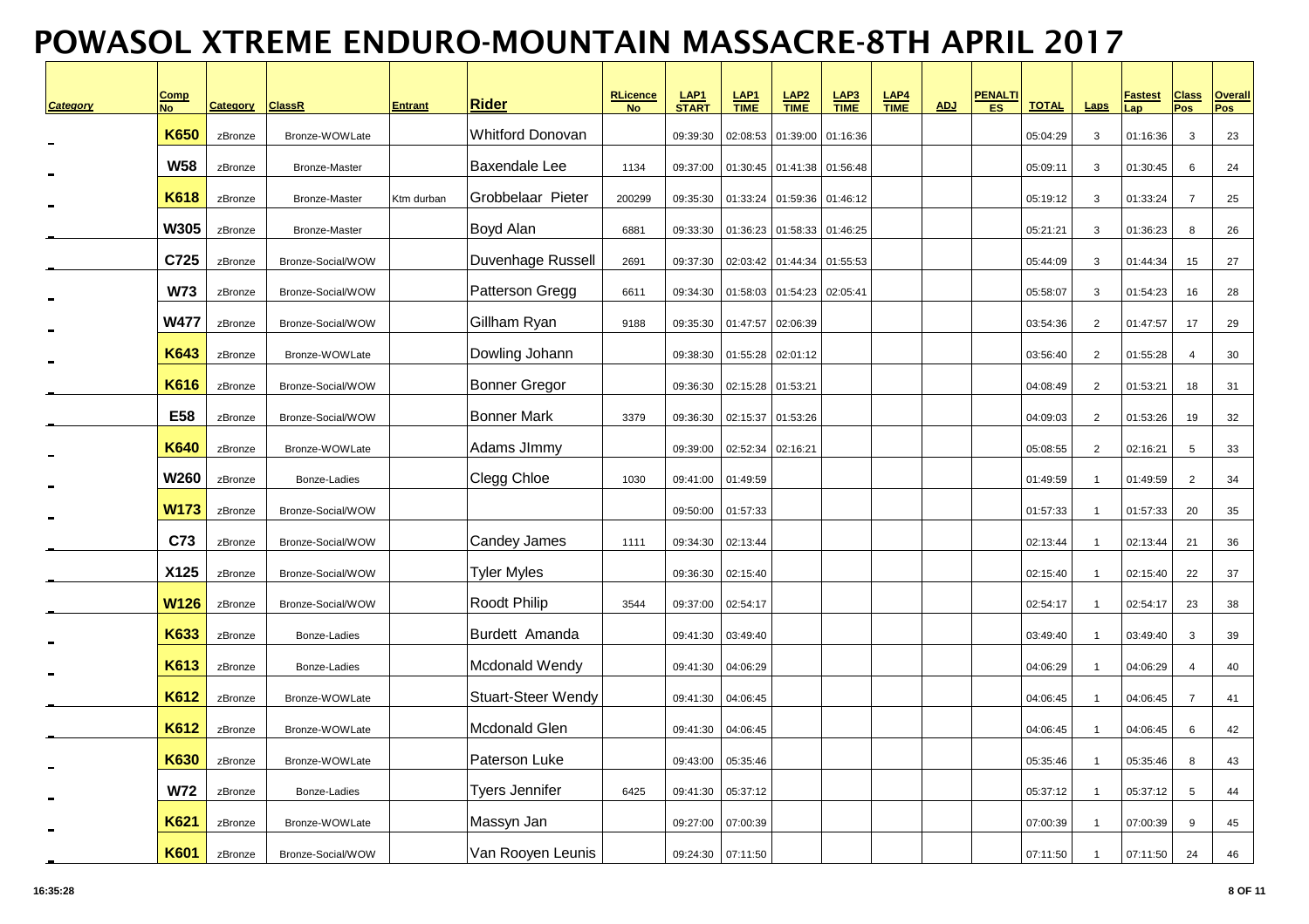# POWASOL XTREME ENDURO-MOUNTAIN MASSACRE-8TH APRIL 2017

| Category | Comp No | Category | ClassR | Entrant | Rider | RLicence No | LAP1 START | LAP1 TIME | LAP2 TIME | LAP3 TIME | LAP4 TIME | ADJ | PENALTIES | TOTAL | Laps | Fastest Lap | Class Pos | Overall Pos |
|---|---|---|---|---|---|---|---|---|---|---|---|---|---|---|---|---|---|---|
| _ | K650 | zBronze | Bronze-WOWLate | | Whitford Donovan | | 09:39:30 | 02:08:53 | 01:39:00 | 01:16:36 | | | | 05:04:29 | 3 | 01:16:36 | 3 | 23 |
| _ | W58 | zBronze | Bronze-Master | | Baxendale Lee | 1134 | 09:37:00 | 01:30:45 | 01:41:38 | 01:56:48 | | | | 05:09:11 | 3 | 01:30:45 | 6 | 24 |
| _ | K618 | zBronze | Bronze-Master | Ktm durban | Grobbelaar Pieter | 200299 | 09:35:30 | 01:33:24 | 01:59:36 | 01:46:12 | | | | 05:19:12 | 3 | 01:33:24 | 7 | 25 |
| _ | W305 | zBronze | Bronze-Master | | Boyd Alan | 6881 | 09:33:30 | 01:36:23 | 01:58:33 | 01:46:25 | | | | 05:21:21 | 3 | 01:36:23 | 8 | 26 |
| _ | C725 | zBronze | Bronze-Social/WOW | | Duvenhage Russell | 2691 | 09:37:30 | 02:03:42 | 01:44:34 | 01:55:53 | | | | 05:44:09 | 3 | 01:44:34 | 15 | 27 |
| _ | W73 | zBronze | Bronze-Social/WOW | | Patterson Gregg | 6611 | 09:34:30 | 01:58:03 | 01:54:23 | 02:05:41 | | | | 05:58:07 | 3 | 01:54:23 | 16 | 28 |
| _ | W477 | zBronze | Bronze-Social/WOW | | Gillham Ryan | 9188 | 09:35:30 | 01:47:57 | 02:06:39 | | | | | 03:54:36 | 2 | 01:47:57 | 17 | 29 |
| _ | K643 | zBronze | Bronze-WOWLate | | Dowling Johann | | 09:38:30 | 01:55:28 | 02:01:12 | | | | | 03:56:40 | 2 | 01:55:28 | 4 | 30 |
| _ | K616 | zBronze | Bronze-Social/WOW | | Bonner Gregor | | 09:36:30 | 02:15:28 | 01:53:21 | | | | | 04:08:49 | 2 | 01:53:21 | 18 | 31 |
| _ | E58 | zBronze | Bronze-Social/WOW | | Bonner Mark | 3379 | 09:36:30 | 02:15:37 | 01:53:26 | | | | | 04:09:03 | 2 | 01:53:26 | 19 | 32 |
| _ | K640 | zBronze | Bronze-WOWLate | | Adams JImmy | | 09:39:00 | 02:52:34 | 02:16:21 | | | | | 05:08:55 | 2 | 02:16:21 | 5 | 33 |
| _ | W260 | zBronze | Bonze-Ladies | | Clegg Chloe | 1030 | 09:41:00 | 01:49:59 | | | | | | 01:49:59 | 1 | 01:49:59 | 2 | 34 |
| _ | W173 | zBronze | Bronze-Social/WOW | | | | 09:50:00 | 01:57:33 | | | | | | 01:57:33 | 1 | 01:57:33 | 20 | 35 |
| _ | C73 | zBronze | Bronze-Social/WOW | | Candey James | 1111 | 09:34:30 | 02:13:44 | | | | | | 02:13:44 | 1 | 02:13:44 | 21 | 36 |
| _ | X125 | zBronze | Bronze-Social/WOW | | Tyler Myles | | 09:36:30 | 02:15:40 | | | | | | 02:15:40 | 1 | 02:15:40 | 22 | 37 |
| _ | W126 | zBronze | Bronze-Social/WOW | | Roodt Philip | 3544 | 09:37:00 | 02:54:17 | | | | | | 02:54:17 | 1 | 02:54:17 | 23 | 38 |
| _ | K633 | zBronze | Bonze-Ladies | | Burdett Amanda | | 09:41:30 | 03:49:40 | | | | | | 03:49:40 | 1 | 03:49:40 | 3 | 39 |
| _ | K613 | zBronze | Bonze-Ladies | | Mcdonald Wendy | | 09:41:30 | 04:06:29 | | | | | | 04:06:29 | 1 | 04:06:29 | 4 | 40 |
| _ | K612 | zBronze | Bronze-WOWLate | | Stuart-Steer Wendy | | 09:41:30 | 04:06:45 | | | | | | 04:06:45 | 1 | 04:06:45 | 7 | 41 |
| _ | K612 | zBronze | Bronze-WOWLate | | Mcdonald Glen | | 09:41:30 | 04:06:45 | | | | | | 04:06:45 | 1 | 04:06:45 | 6 | 42 |
| _ | K630 | zBronze | Bronze-WOWLate | | Paterson Luke | | 09:43:00 | 05:35:46 | | | | | | 05:35:46 | 1 | 05:35:46 | 8 | 43 |
| _ | W72 | zBronze | Bonze-Ladies | | Tyers Jennifer | 6425 | 09:41:30 | 05:37:12 | | | | | | 05:37:12 | 1 | 05:37:12 | 5 | 44 |
| _ | K621 | zBronze | Bronze-WOWLate | | Massyn Jan | | 09:27:00 | 07:00:39 | | | | | | 07:00:39 | 1 | 07:00:39 | 9 | 45 |
| _ | K601 | zBronze | Bronze-Social/WOW | | Van Rooyen Leunis | | 09:24:30 | 07:11:50 | | | | | | 07:11:50 | 1 | 07:11:50 | 24 | 46 |

16:35:28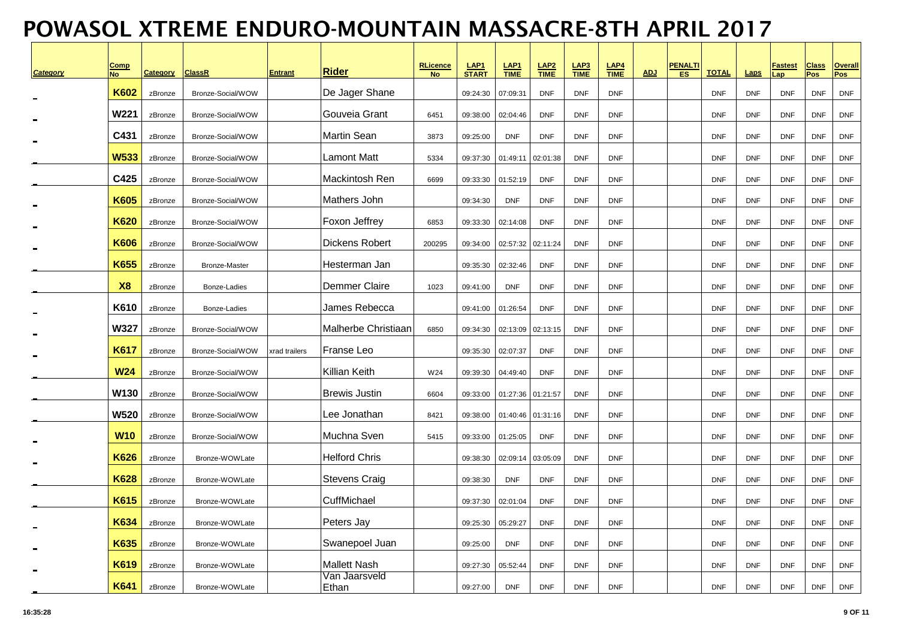# POWASOL XTREME ENDURO-MOUNTAIN MASSACRE-8TH APRIL 2017

| Category | Comp No | Category | ClassR | Entrant | Rider | RLicence No | LAP1 START | LAP1 TIME | LAP2 TIME | LAP3 TIME | LAP4 TIME | ADJ | PENALTIES | TOTAL | Laps | Fastest Lap | Class Pos | Overall Pos |
|---|---|---|---|---|---|---|---|---|---|---|---|---|---|---|---|---|---|---|
| | K602 | zBronze | Bronze-Social/WOW | | De Jager Shane | | 09:24:30 | 07:09:31 | DNF | DNF | DNF | | | DNF | DNF | DNF | DNF | DNF |
| | W221 | zBronze | Bronze-Social/WOW | | Gouveia Grant | 6451 | 09:38:00 | 02:04:46 | DNF | DNF | DNF | | | DNF | DNF | DNF | DNF | DNF |
| | C431 | zBronze | Bronze-Social/WOW | | Martin Sean | 3873 | 09:25:00 | DNF | DNF | DNF | DNF | | | DNF | DNF | DNF | DNF | DNF |
| | W533 | zBronze | Bronze-Social/WOW | | Lamont Matt | 5334 | 09:37:30 | 01:49:11 | 02:01:38 | DNF | DNF | | | DNF | DNF | DNF | DNF | DNF |
| | C425 | zBronze | Bronze-Social/WOW | | Mackintosh Ren | 6699 | 09:33:30 | 01:52:19 | DNF | DNF | DNF | | | DNF | DNF | DNF | DNF | DNF |
| | K605 | zBronze | Bronze-Social/WOW | | Mathers John | | 09:34:30 | DNF | DNF | DNF | DNF | | | DNF | DNF | DNF | DNF | DNF |
| | K620 | zBronze | Bronze-Social/WOW | | Foxon Jeffrey | 6853 | 09:33:30 | 02:14:08 | DNF | DNF | DNF | | | DNF | DNF | DNF | DNF | DNF |
| | K606 | zBronze | Bronze-Social/WOW | | Dickens Robert | 200295 | 09:34:00 | 02:57:32 | 02:11:24 | DNF | DNF | | | DNF | DNF | DNF | DNF | DNF |
| | K655 | zBronze | Bronze-Master | | Hesterman Jan | | 09:35:30 | 02:32:46 | DNF | DNF | DNF | | | DNF | DNF | DNF | DNF | DNF |
| | X8 | zBronze | Bonze-Ladies | | Demmer Claire | 1023 | 09:41:00 | DNF | DNF | DNF | DNF | | | DNF | DNF | DNF | DNF | DNF |
| | K610 | zBronze | Bonze-Ladies | | James Rebecca | | 09:41:00 | 01:26:54 | DNF | DNF | DNF | | | DNF | DNF | DNF | DNF | DNF |
| | W327 | zBronze | Bronze-Social/WOW | | Malherbe Christiaan | 6850 | 09:34:30 | 02:13:09 | 02:13:15 | DNF | DNF | | | DNF | DNF | DNF | DNF | DNF |
| | K617 | zBronze | Bronze-Social/WOW | xrad trailers | Franse Leo | | 09:35:30 | 02:07:37 | DNF | DNF | DNF | | | DNF | DNF | DNF | DNF | DNF |
| | W24 | zBronze | Bronze-Social/WOW | | Killian Keith | W24 | 09:39:30 | 04:49:40 | DNF | DNF | DNF | | | DNF | DNF | DNF | DNF | DNF |
| | W130 | zBronze | Bronze-Social/WOW | | Brewis Justin | 6604 | 09:33:00 | 01:27:36 | 01:21:57 | DNF | DNF | | | DNF | DNF | DNF | DNF | DNF |
| | W520 | zBronze | Bronze-Social/WOW | | Lee Jonathan | 8421 | 09:38:00 | 01:40:46 | 01:31:16 | DNF | DNF | | | DNF | DNF | DNF | DNF | DNF |
| | W10 | zBronze | Bronze-Social/WOW | | Muchna Sven | 5415 | 09:33:00 | 01:25:05 | DNF | DNF | DNF | | | DNF | DNF | DNF | DNF | DNF |
| | K626 | zBronze | Bronze-WOWLate | | Helford Chris | | 09:38:30 | 02:09:14 | 03:05:09 | DNF | DNF | | | DNF | DNF | DNF | DNF | DNF |
| | K628 | zBronze | Bronze-WOWLate | | Stevens Craig | | 09:38:30 | DNF | DNF | DNF | DNF | | | DNF | DNF | DNF | DNF | DNF |
| | K615 | zBronze | Bronze-WOWLate | | CuffMichael | | 09:37:30 | 02:01:04 | DNF | DNF | DNF | | | DNF | DNF | DNF | DNF | DNF |
| | K634 | zBronze | Bronze-WOWLate | | Peters Jay | | 09:25:30 | 05:29:27 | DNF | DNF | DNF | | | DNF | DNF | DNF | DNF | DNF |
| | K635 | zBronze | Bronze-WOWLate | | Swanepoel Juan | | 09:25:00 | DNF | DNF | DNF | DNF | | | DNF | DNF | DNF | DNF | DNF |
| | K619 | zBronze | Bronze-WOWLate | | Mallett Nash | | 09:27:30 | 05:52:44 | DNF | DNF | DNF | | | DNF | DNF | DNF | DNF | DNF |
| | K641 | zBronze | Bronze-WOWLate | | Van Jaarsveld Ethan | | 09:27:00 | DNF | DNF | DNF | DNF | | | DNF | DNF | DNF | DNF | DNF |

16:35:28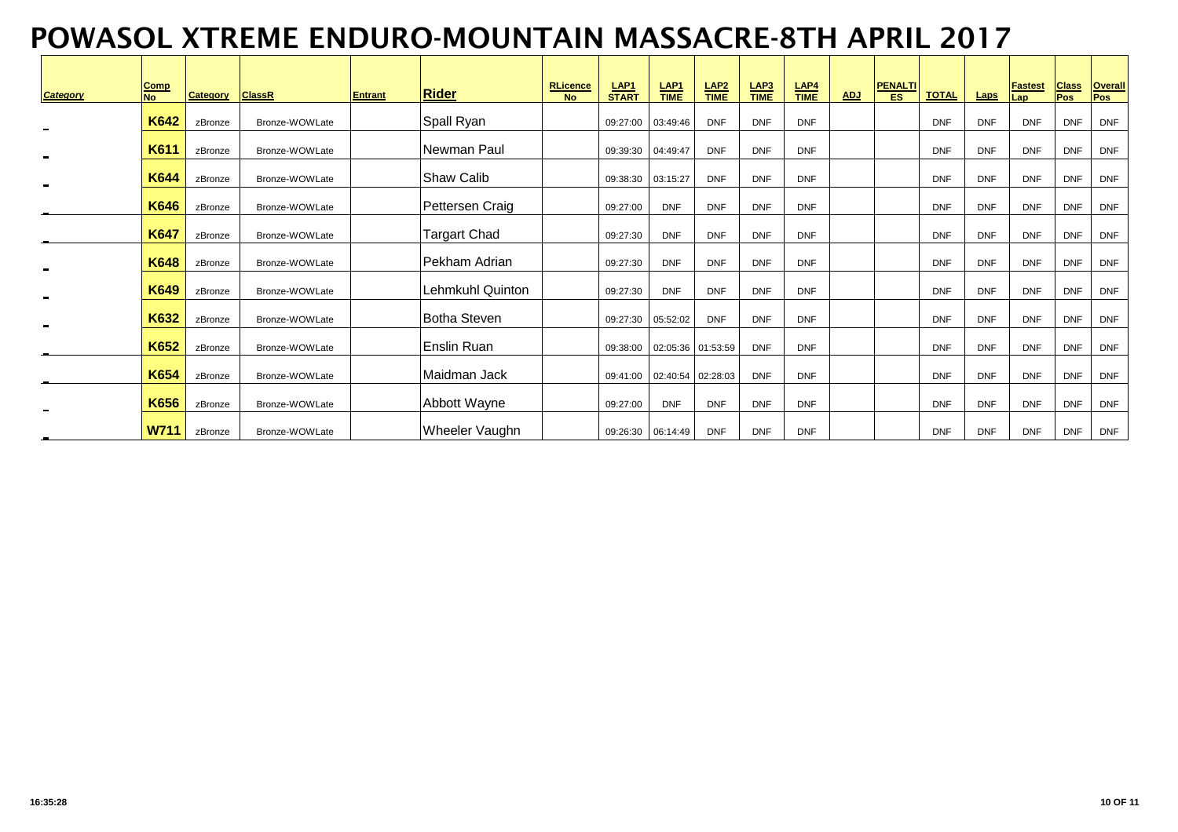# POWASOL XTREME ENDURO-MOUNTAIN MASSACRE-8TH APRIL 2017

| Category | Comp No | Category | ClassR | Entrant | Rider | RLicence No | LAP1 START | LAP1 TIME | LAP2 TIME | LAP3 TIME | LAP4 TIME | ADJ | PENALTIES | TOTAL | Laps | Fastest Lap | Class Pos | Overall Pos |
|---|---|---|---|---|---|---|---|---|---|---|---|---|---|---|---|---|---|---|
| _ | K642 | zBronze | Bronze-WOWLate | | Spall Ryan | | 09:27:00 | 03:49:46 | DNF | DNF | DNF | | | DNF | DNF | DNF | DNF | DNF |
| _ | K611 | zBronze | Bronze-WOWLate | | Newman Paul | | 09:39:30 | 04:49:47 | DNF | DNF | DNF | | | DNF | DNF | DNF | DNF | DNF |
| _ | K644 | zBronze | Bronze-WOWLate | | Shaw Calib | | 09:38:30 | 03:15:27 | DNF | DNF | DNF | | | DNF | DNF | DNF | DNF | DNF |
| _ | K646 | zBronze | Bronze-WOWLate | | Pettersen Craig | | 09:27:00 | DNF | DNF | DNF | DNF | | | DNF | DNF | DNF | DNF | DNF |
| _ | K647 | zBronze | Bronze-WOWLate | | Targart Chad | | 09:27:30 | DNF | DNF | DNF | DNF | | | DNF | DNF | DNF | DNF | DNF |
| _ | K648 | zBronze | Bronze-WOWLate | | Pekham Adrian | | 09:27:30 | DNF | DNF | DNF | DNF | | | DNF | DNF | DNF | DNF | DNF |
| _ | K649 | zBronze | Bronze-WOWLate | | Lehmkuhl Quinton | | 09:27:30 | DNF | DNF | DNF | DNF | | | DNF | DNF | DNF | DNF | DNF |
| _ | K632 | zBronze | Bronze-WOWLate | | Botha Steven | | 09:27:30 | 05:52:02 | DNF | DNF | DNF | | | DNF | DNF | DNF | DNF | DNF |
| _ | K652 | zBronze | Bronze-WOWLate | | Enslin Ruan | | 09:38:00 | 02:05:36 | 01:53:59 | DNF | DNF | | | DNF | DNF | DNF | DNF | DNF |
| _ | K654 | zBronze | Bronze-WOWLate | | Maidman Jack | | 09:41:00 | 02:40:54 | 02:28:03 | DNF | DNF | | | DNF | DNF | DNF | DNF | DNF |
| _ | K656 | zBronze | Bronze-WOWLate | | Abbott Wayne | | 09:27:00 | DNF | DNF | DNF | DNF | | | DNF | DNF | DNF | DNF | DNF |
| _ | W711 | zBronze | Bronze-WOWLate | | Wheeler Vaughn | | 09:26:30 | 06:14:49 | DNF | DNF | DNF | | | DNF | DNF | DNF | DNF | DNF |

16:35:28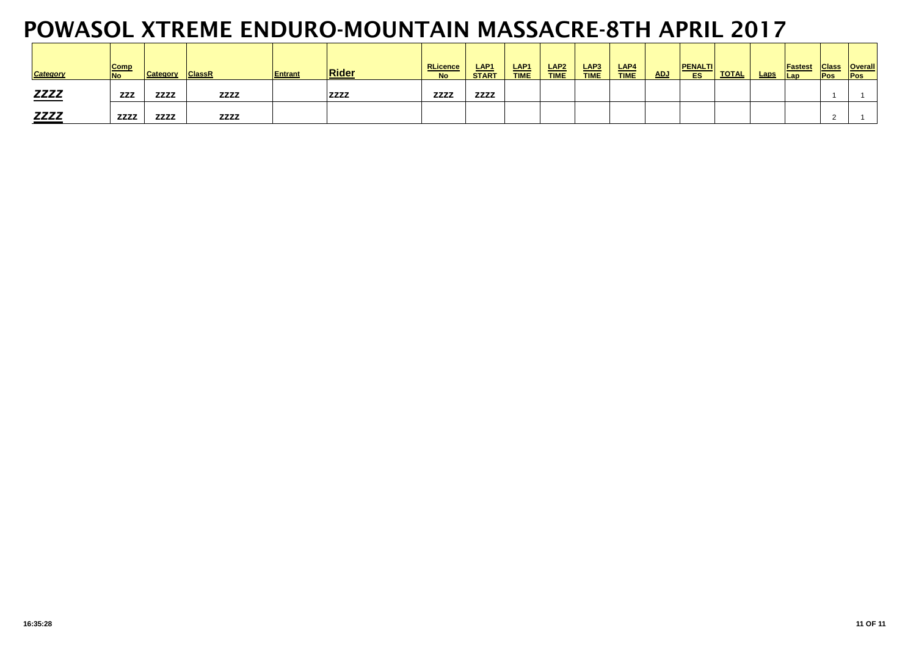# POWASOL XTREME ENDURO-MOUNTAIN MASSACRE-8TH APRIL 2017

| Category | Comp No | Category | ClassR | Entrant | Rider | RLicence No | LAP1 START | LAP1 TIME | LAP2 TIME | LAP3 TIME | LAP4 TIME | ADJ | PENALTIES | TOTAL | Laps | Fastest Lap | Class Pos | Overall Pos |
|---|---|---|---|---|---|---|---|---|---|---|---|---|---|---|---|---|---|---|
| ZZZZ | ZZZ | ZZZZ | ZZZZ | | ZZZZ | ZZZZ | ZZZZ | | | | | | | | | | 1 | 1 |
| ZZZZ | ZZZZ | ZZZZ | ZZZZ | | | | | | | | | | | | | | 2 | 1 |

16:35:28